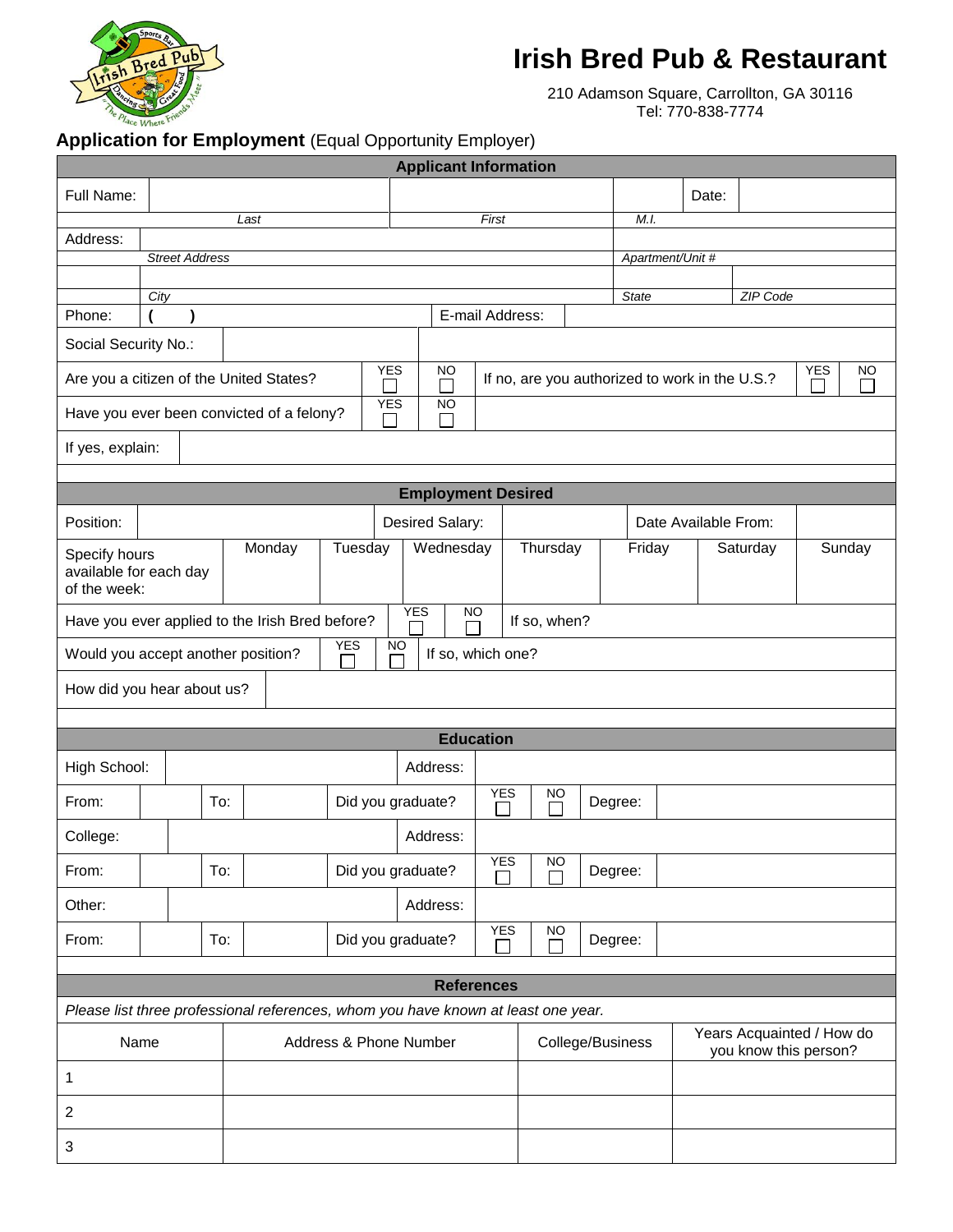# Irish Bred Pub & Restaurant

210 Adamson Square, Carrollton, GA 30116
Tel: 770-838-7774

## Application for Employment (Equal Opportunity Employer)

### Applicant Information

| Full Name: | | | | Date: | |
|---|---|---|---|---|---|
| | *Last* | *First* | *M.I.* | | |

| Address: | | |
|---|---|---|
| | *Street Address* | *Apartment/Unit #* |

| | | |
|---|---|---|
| *City* | *State* | *ZIP Code* |

| Phone: | ( ) | E-mail Address: | |
|---|---|---|---|

| Social Security No.: | | |
|---|---|---|

| Are you a citizen of the United States? | YES ☐ | NO ☐ | If no, are you authorized to work in the U.S.? | YES ☐ | NO ☐ |
|---|---|---|---|---|---|
| Have you ever been convicted of a felony? | YES ☐ | NO ☐ | | | |

| If yes, explain: | |
|---|---|

### Employment Desired

| Position: | | Desired Salary: | | Date Available From: | |
|---|---|---|---|---|---|

| Specify hours available for each day of the week: | Monday | Tuesday | Wednesday | Thursday | Friday | Saturday | Sunday |
|---|---|---|---|---|---|---|---|
| | | | | | | | |

| Have you ever applied to the Irish Bred before? | YES ☐ | NO ☐ | If so, when? |
|---|---|---|---|
| Would you accept another position? | YES ☐ | NO ☐ | If so, which one? |

| How did you hear about us? | |
|---|---|

### Education

| High School: | | | | Address: | | | |
|---|---|---|---|---|---|---|---|
| From: | | To: | | Did you graduate? | YES ☐ | NO ☐ | Degree: |
| College: | | | | Address: | | | |
| From: | | To: | | Did you graduate? | YES ☐ | NO ☐ | Degree: |
| Other: | | | | Address: | | | |
| From: | | To: | | Did you graduate? | YES ☐ | NO ☐ | Degree: |

### References

*Please list three professional references, whom you have known at least one year.*

| Name | Address & Phone Number | College/Business | Years Acquainted / How do you know this person? |
|---|---|---|---|
| 1 | | | |
| 2 | | | |
| 3 | | | |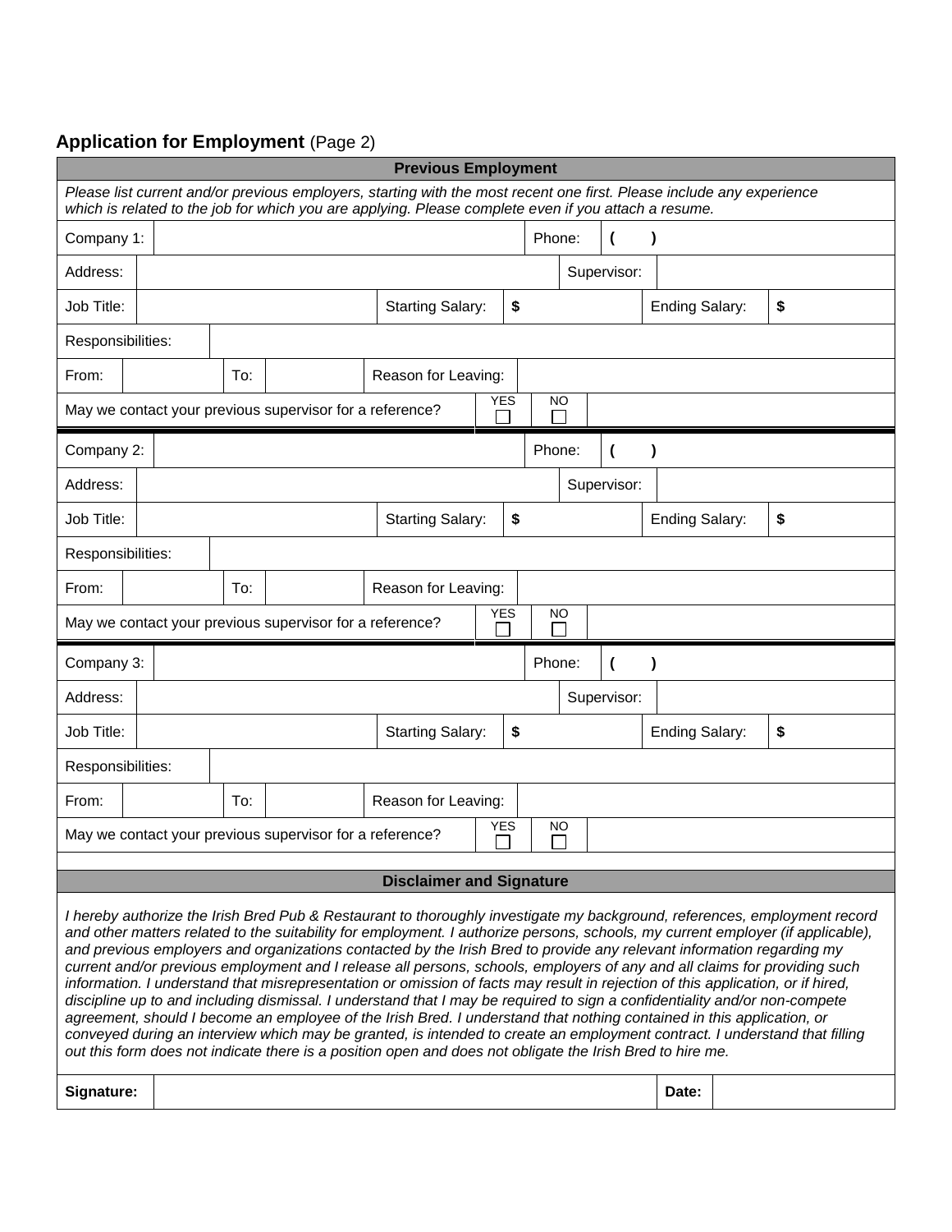## Application for Employment (Page 2)

| Previous Employment | | | | | | | |
|---|---|---|---|---|---|---|---|
| *Please list current and/or previous employers, starting with the most recent one first. Please include any experience which is related to the job for which you are applying. Please complete even if you attach a resume.* | | | | | | | |
| Company 1: | | | | Phone: | ( ) | | |
| Address: | | | | Supervisor: | | | |
| Job Title: | | Starting Salary: | $ | | Ending Salary: | $ | |
| Responsibilities: | | | | | | | |
| From: | | To: | | Reason for Leaving: | | | |
| May we contact your previous supervisor for a reference? | | | | YES ☐ | NO ☐ | | |
| Company 2: | | | | Phone: | ( ) | | |
| Address: | | | | Supervisor: | | | |
| Job Title: | | Starting Salary: | $ | | Ending Salary: | $ | |
| Responsibilities: | | | | | | | |
| From: | | To: | | Reason for Leaving: | | | |
| May we contact your previous supervisor for a reference? | | | | YES ☐ | NO ☐ | | |
| Company 3: | | | | Phone: | ( ) | | |
| Address: | | | | Supervisor: | | | |
| Job Title: | | Starting Salary: | $ | | Ending Salary: | $ | |
| Responsibilities: | | | | | | | |
| From: | | To: | | Reason for Leaving: | | | |
| May we contact your previous supervisor for a reference? | | | | YES ☐ | NO ☐ | | |

| Disclaimer and Signature | | | |
|---|---|---|---|
| *I hereby authorize the Irish Bred Pub & Restaurant to thoroughly investigate my background, references, employment record and other matters related to the suitability for employment. I authorize persons, schools, my current employer (if applicable), and previous employers and organizations contacted by the Irish Bred to provide any relevant information regarding my current and/or previous employment and I release all persons, schools, employers of any and all claims for providing such information. I understand that misrepresentation or omission of facts may result in rejection of this application, or if hired, discipline up to and including dismissal. I understand that I may be required to sign a confidentiality and/or non-compete agreement, should I become an employee of the Irish Bred. I understand that nothing contained in this application, or conveyed during an interview which may be granted, is intended to create an employment contract. I understand that filling out this form does not indicate there is a position open and does not obligate the Irish Bred to hire me.* | | | |
| **Signature:** | | **Date:** | |